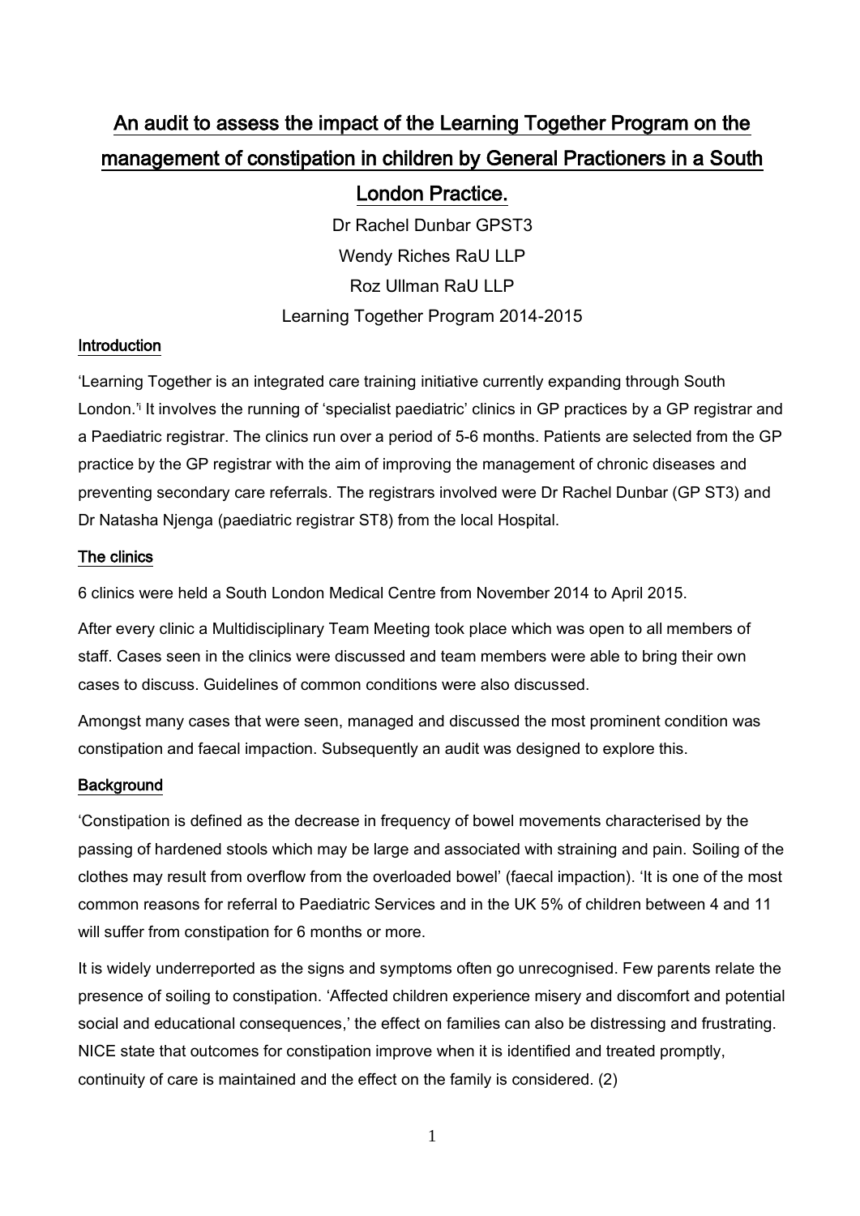# An audit to assess the impact of the Learning Together Program on the management of constipation in children by General Practioners in a South London Practice.

Dr Rachel Dunbar GPST3

Wendy Riches RaU LLP

Roz Ullman RaU LLP

Learning Together Program 2014-2015

## Introduction

'Learning Together is an integrated care training initiative currently expanding through South London.'[i] It involves the running of 'specialist paediatric' clinics in GP practices by a GP registrar and a Paediatric registrar. The clinics run over a period of 5-6 months. Patients are selected from the GP practice by the GP registrar with the aim of improving the management of chronic diseases and preventing secondary care referrals. The registrars involved were Dr Rachel Dunbar (GP ST3) and Dr Natasha Njenga (paediatric registrar ST8) from the local Hospital.

## The clinics

6 clinics were held a South London Medical Centre from November 2014 to April 2015.

After every clinic a Multidisciplinary Team Meeting took place which was open to all members of staff. Cases seen in the clinics were discussed and team members were able to bring their own cases to discuss. Guidelines of common conditions were also discussed.

Amongst many cases that were seen, managed and discussed the most prominent condition was constipation and faecal impaction. Subsequently an audit was designed to explore this.

## Background

'Constipation is defined as the decrease in frequency of bowel movements characterised by the passing of hardened stools which may be large and associated with straining and pain. Soiling of the clothes may result from overflow from the overloaded bowel' (faecal impaction). 'It is one of the most common reasons for referral to Paediatric Services and in the UK 5% of children between 4 and 11 will suffer from constipation for 6 months or more.

It is widely underreported as the signs and symptoms often go unrecognised. Few parents relate the presence of soiling to constipation. 'Affected children experience misery and discomfort and potential social and educational consequences,' the effect on families can also be distressing and frustrating. NICE state that outcomes for constipation improve when it is identified and treated promptly, continuity of care is maintained and the effect on the family is considered. (2)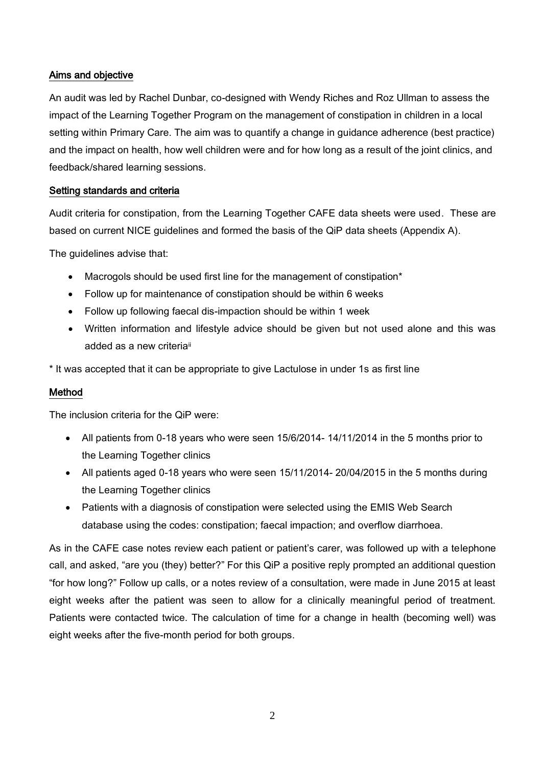## Aims and objective

An audit was led by Rachel Dunbar, co-designed with Wendy Riches and Roz Ullman to assess the impact of the Learning Together Program on the management of constipation in children in a local setting within Primary Care. The aim was to quantify a change in guidance adherence (best practice) and the impact on health, how well children were and for how long as a result of the joint clinics, and feedback/shared learning sessions.

## Setting standards and criteria

Audit criteria for constipation, from the Learning Together CAFE data sheets were used. These are based on current NICE guidelines and formed the basis of the QiP data sheets (Appendix A).

The guidelines advise that:

- Macrogols should be used first line for the management of constipation*
- Follow up for maintenance of constipation should be within 6 weeks
- Follow up following faecal dis-impaction should be within 1 week
- Written information and lifestyle advice should be given but not used alone and this was added as a new criteria[ii]

* It was accepted that it can be appropriate to give Lactulose in under 1s as first line

## Method

The inclusion criteria for the QiP were:

- All patients from 0-18 years who were seen 15/6/2014- 14/11/2014 in the 5 months prior to the Learning Together clinics
- All patients aged 0-18 years who were seen 15/11/2014- 20/04/2015 in the 5 months during the Learning Together clinics
- Patients with a diagnosis of constipation were selected using the EMIS Web Search database using the codes: constipation; faecal impaction; and overflow diarrhoea.

As in the CAFE case notes review each patient or patient's carer, was followed up with a telephone call, and asked, "are you (they) better?" For this QiP a positive reply prompted an additional question "for how long?" Follow up calls, or a notes review of a consultation, were made in June 2015 at least eight weeks after the patient was seen to allow for a clinically meaningful period of treatment. Patients were contacted twice. The calculation of time for a change in health (becoming well) was eight weeks after the five-month period for both groups.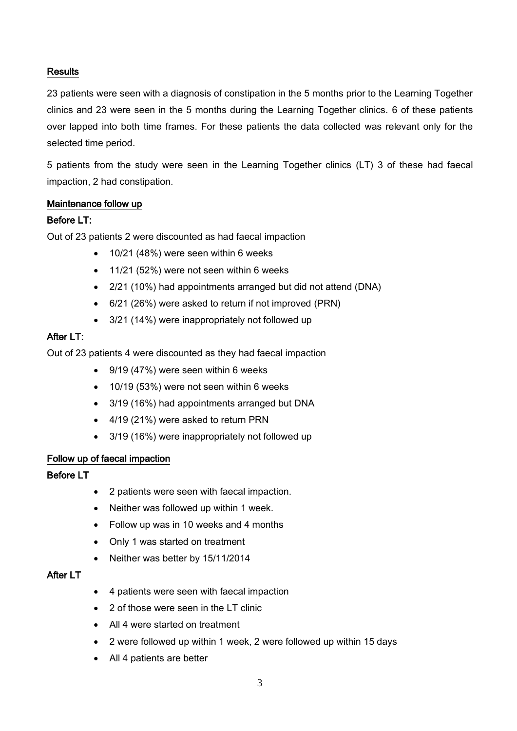## Results

23 patients were seen with a diagnosis of constipation in the 5 months prior to the Learning Together clinics and 23 were seen in the 5 months during the Learning Together clinics. 6 of these patients over lapped into both time frames. For these patients the data collected was relevant only for the selected time period.

5 patients from the study were seen in the Learning Together clinics (LT) 3 of these had faecal impaction, 2 had constipation.

### Maintenance follow up

#### Before LT:

Out of 23 patients 2 were discounted as had faecal impaction

- 10/21 (48%) were seen within 6 weeks
- 11/21 (52%) were not seen within 6 weeks
- 2/21 (10%) had appointments arranged but did not attend (DNA)
- 6/21 (26%) were asked to return if not improved (PRN)
- 3/21 (14%) were inappropriately not followed up

#### After LT:

Out of 23 patients 4 were discounted as they had faecal impaction

- 9/19 (47%) were seen within 6 weeks
- 10/19 (53%) were not seen within 6 weeks
- 3/19 (16%) had appointments arranged but DNA
- 4/19 (21%) were asked to return PRN
- 3/19 (16%) were inappropriately not followed up

### Follow up of faecal impaction

#### Before LT

- 2 patients were seen with faecal impaction.
- Neither was followed up within 1 week.
- Follow up was in 10 weeks and 4 months
- Only 1 was started on treatment
- Neither was better by 15/11/2014

#### After LT

- 4 patients were seen with faecal impaction
- 2 of those were seen in the LT clinic
- All 4 were started on treatment
- 2 were followed up within 1 week, 2 were followed up within 15 days
- All 4 patients are better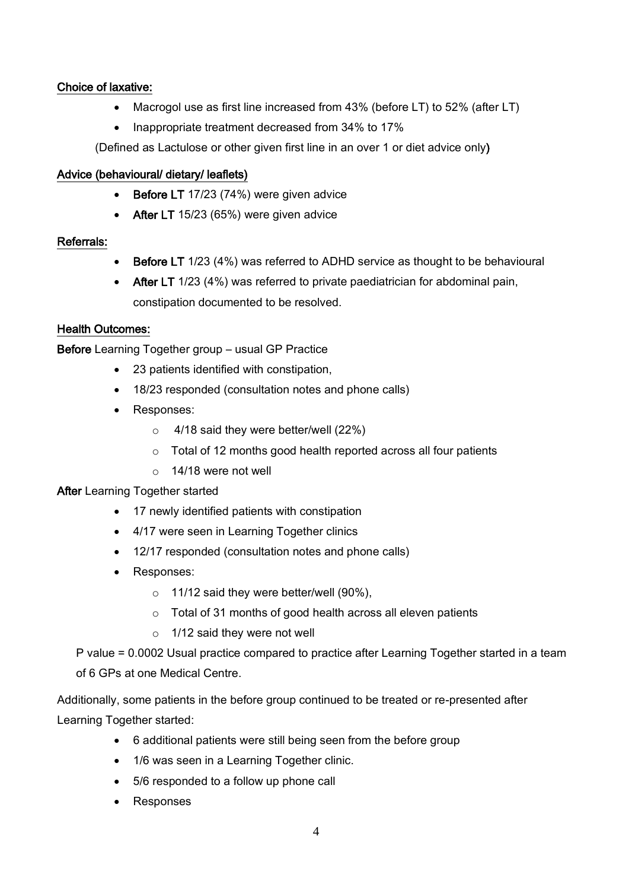**Choice of laxative:**

- Macrogol use as first line increased from 43% (before LT) to 52% (after LT)
- Inappropriate treatment decreased from 34% to 17%

(Defined as Lactulose or other given first line in an over 1 or diet advice only)

**Advice (behavioural/ dietary/ leaflets)**

- **Before LT** 17/23 (74%) were given advice
- **After LT** 15/23 (65%) were given advice

**Referrals:**

- **Before LT** 1/23 (4%) was referred to ADHD service as thought to be behavioural
- **After LT** 1/23 (4%) was referred to private paediatrician for abdominal pain, constipation documented to be resolved.

**Health Outcomes:**

**Before** Learning Together group – usual GP Practice

- 23 patients identified with constipation,
- 18/23 responded (consultation notes and phone calls)
- Responses:
  - 4/18 said they were better/well (22%)
  - Total of 12 months good health reported across all four patients
  - 14/18 were not well

**After** Learning Together started

- 17 newly identified patients with constipation
- 4/17 were seen in Learning Together clinics
- 12/17 responded (consultation notes and phone calls)
- Responses:
  - 11/12 said they were better/well (90%),
  - Total of 31 months of good health across all eleven patients
  - 1/12 said they were not well

P value = 0.0002 Usual practice compared to practice after Learning Together started in a team of 6 GPs at one Medical Centre.

Additionally, some patients in the before group continued to be treated or re-presented after Learning Together started:

- 6 additional patients were still being seen from the before group
- 1/6 was seen in a Learning Together clinic.
- 5/6 responded to a follow up phone call
- Responses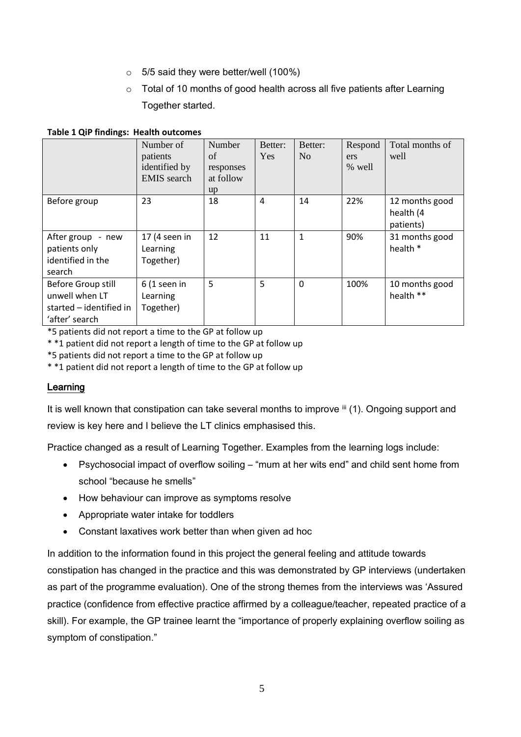- 5/5 said they were better/well (100%)
- Total of 10 months of good health across all five patients after Learning Together started.

**Table 1 QiP findings: Health outcomes**

| | Number of patients identified by EMIS search | Number of responses at follow up | Better: Yes | Better: No | Responders % well | Total months of well |
|---|---|---|---|---|---|---|
| Before group | 23 | 18 | 4 | 14 | 22% | 12 months good health (4 patients) |
| After group - new patients only identified in the search | 17 (4 seen in Learning Together) | 12 | 11 | 1 | 90% | 31 months good health * |
| Before Group still unwell when LT started – identified in 'after' search | 6 (1 seen in Learning Together) | 5 | 5 | 0 | 100% | 10 months good health ** |

*5 patients did not report a time to the GP at follow up

* *1 patient did not report a length of time to the GP at follow up

*5 patients did not report a time to the GP at follow up

* *1 patient did not report a length of time to the GP at follow up

## Learning

It is well known that constipation can take several months to improve [iii] (1). Ongoing support and review is key here and I believe the LT clinics emphasised this.

Practice changed as a result of Learning Together. Examples from the learning logs include:

- Psychosocial impact of overflow soiling – "mum at her wits end" and child sent home from school "because he smells"
- How behaviour can improve as symptoms resolve
- Appropriate water intake for toddlers
- Constant laxatives work better than when given ad hoc

In addition to the information found in this project the general feeling and attitude towards constipation has changed in the practice and this was demonstrated by GP interviews (undertaken as part of the programme evaluation). One of the strong themes from the interviews was 'Assured practice (confidence from effective practice affirmed by a colleague/teacher, repeated practice of a skill). For example, the GP trainee learnt the "importance of properly explaining overflow soiling as symptom of constipation."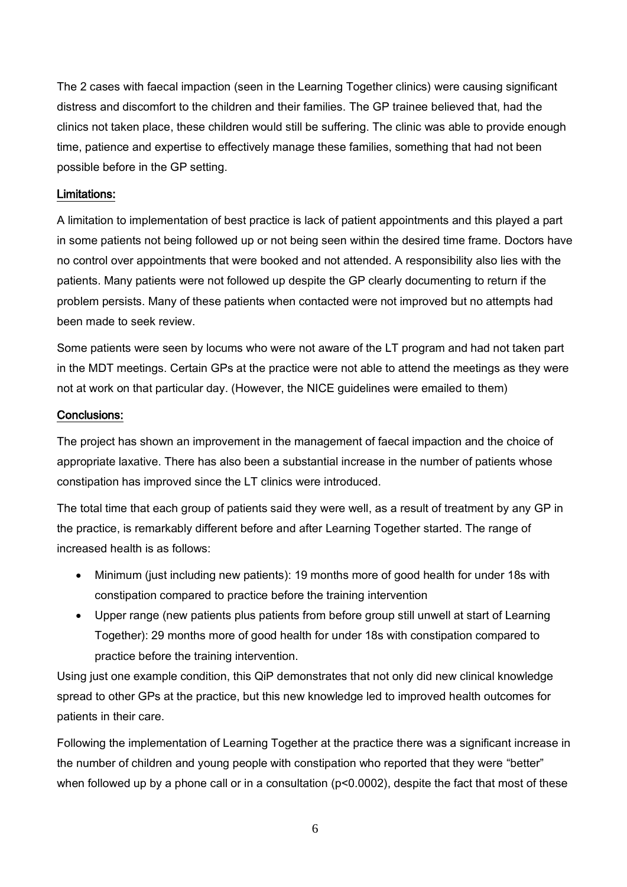The 2 cases with faecal impaction (seen in the Learning Together clinics) were causing significant distress and discomfort to the children and their families. The GP trainee believed that, had the clinics not taken place, these children would still be suffering. The clinic was able to provide enough time, patience and expertise to effectively manage these families, something that had not been possible before in the GP setting.

## Limitations:

A limitation to implementation of best practice is lack of patient appointments and this played a part in some patients not being followed up or not being seen within the desired time frame. Doctors have no control over appointments that were booked and not attended. A responsibility also lies with the patients. Many patients were not followed up despite the GP clearly documenting to return if the problem persists. Many of these patients when contacted were not improved but no attempts had been made to seek review.

Some patients were seen by locums who were not aware of the LT program and had not taken part in the MDT meetings. Certain GPs at the practice were not able to attend the meetings as they were not at work on that particular day. (However, the NICE guidelines were emailed to them)

## Conclusions:

The project has shown an improvement in the management of faecal impaction and the choice of appropriate laxative. There has also been a substantial increase in the number of patients whose constipation has improved since the LT clinics were introduced.

The total time that each group of patients said they were well, as a result of treatment by any GP in the practice, is remarkably different before and after Learning Together started. The range of increased health is as follows:

- Minimum (just including new patients): 19 months more of good health for under 18s with constipation compared to practice before the training intervention
- Upper range (new patients plus patients from before group still unwell at start of Learning Together): 29 months more of good health for under 18s with constipation compared to practice before the training intervention.

Using just one example condition, this QiP demonstrates that not only did new clinical knowledge spread to other GPs at the practice, but this new knowledge led to improved health outcomes for patients in their care.

Following the implementation of Learning Together at the practice there was a significant increase in the number of children and young people with constipation who reported that they were "better" when followed up by a phone call or in a consultation ($p<0.0002$), despite the fact that most of these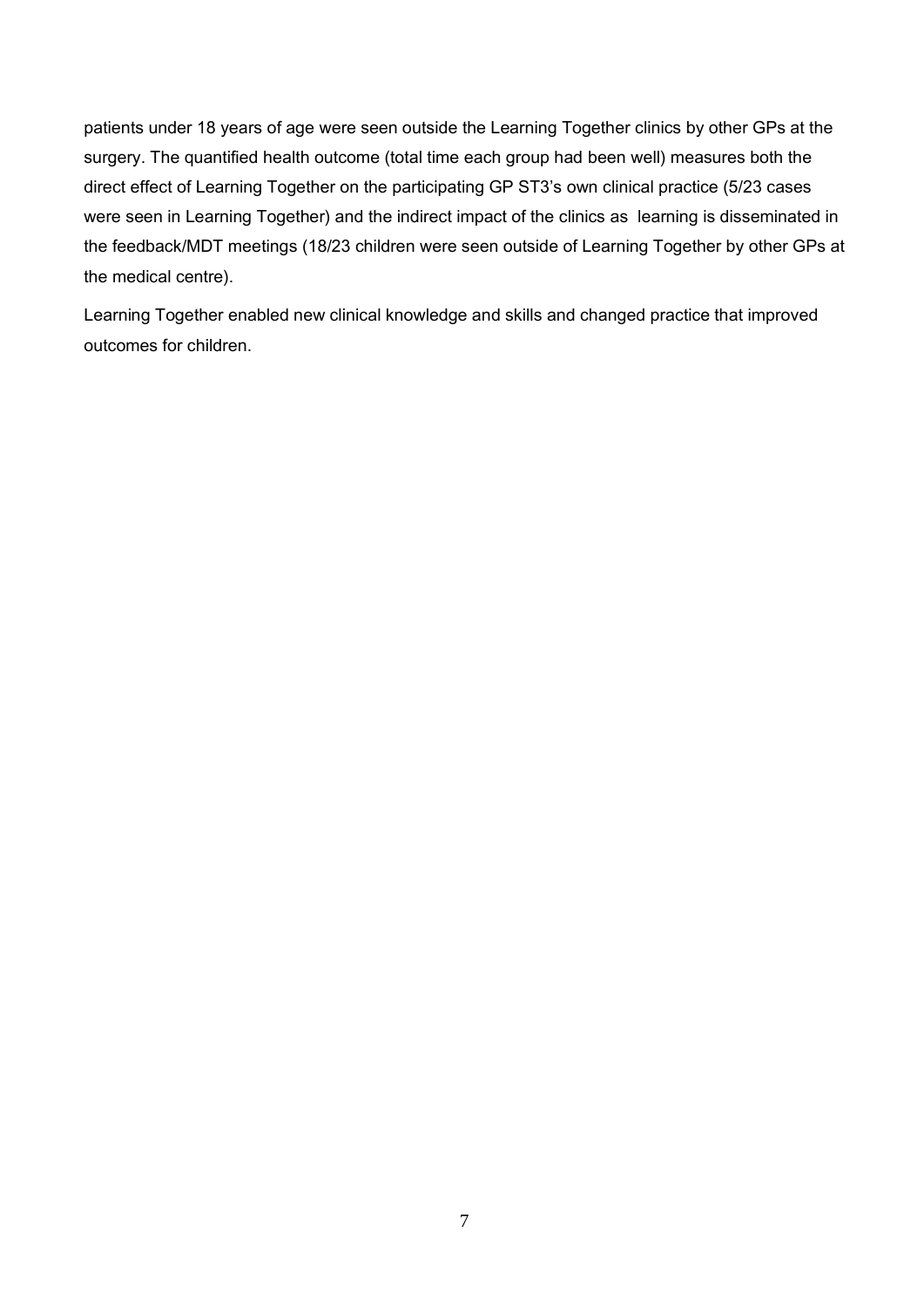patients under 18 years of age were seen outside the Learning Together clinics by other GPs at the surgery. The quantified health outcome (total time each group had been well) measures both the direct effect of Learning Together on the participating GP ST3's own clinical practice (5/23 cases were seen in Learning Together) and the indirect impact of the clinics as learning is disseminated in the feedback/MDT meetings (18/23 children were seen outside of Learning Together by other GPs at the medical centre).

Learning Together enabled new clinical knowledge and skills and changed practice that improved outcomes for children.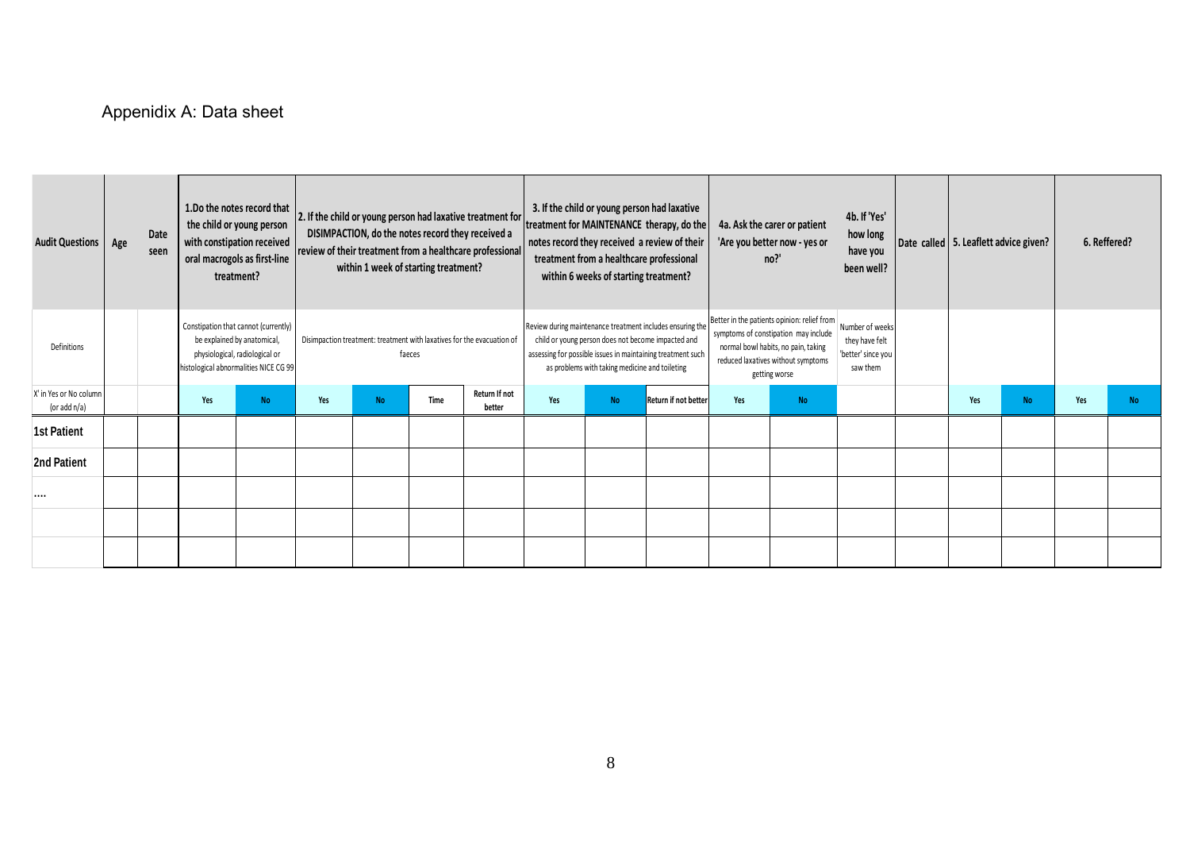## Appenidix A: Data sheet

| Audit Questions | Age | Date seen | 1.Do the notes record that the child or young person with constipation received oral macrogols as first-line treatment? | | 2. If the child or young person had laxative treatment for DISIMPACTION, do the notes record they received a review of their treatment from a healthcare professional within 1 week of starting treatment? | | | | 3. If the child or young person had laxative treatment for MAINTENANCE therapy, do the notes record they received a review of their treatment from a healthcare professional within 6 weeks of starting treatment? | | | 4a. Ask the carer or patient 'Are you better now - yes or no?' | | 4b. If 'Yes' how long have you been well? | Date called | 5. Leaflett advice given? | | 6. Reffered? | |
|---|---|---|---|---|---|---|---|---|---|---|---|---|---|---|---|---|---|---|---|
| Definitions | | | Constipation that cannot (currently) be explained by anatomical, physiological, radiological or histological abnormalities NICE CG 99 | | Disimpaction treatment: treatment with laxatives for the evacuation of faeces | | | | Review during maintenance treatment includes ensuring the child or young person does not become impacted and assessing for possible issues in maintaining treatment such as problems with taking medicine and toileting | | | Better in the patients opinion: relief from symptoms of constipation may include normal bowl habits, no pain, taking reduced laxatives without symptoms getting worse | | Number of weeks they have felt 'better' since you saw them | | | | | |
| X' in Yes or No column (or add n/a) | | | Yes | No | Yes | No | Time | Return If not better | Yes | No | Return if not better | Yes | No | | | Yes | No | Yes | No |
| 1st Patient | | | | | | | | | | | | | | | | | | | |
| 2nd Patient | | | | | | | | | | | | | | | | | | | |
| .... | | | | | | | | | | | | | | | | | | | |
| | | | | | | | | | | | | | | | | | | | |
| | | | | | | | | | | | | | | | | | | | |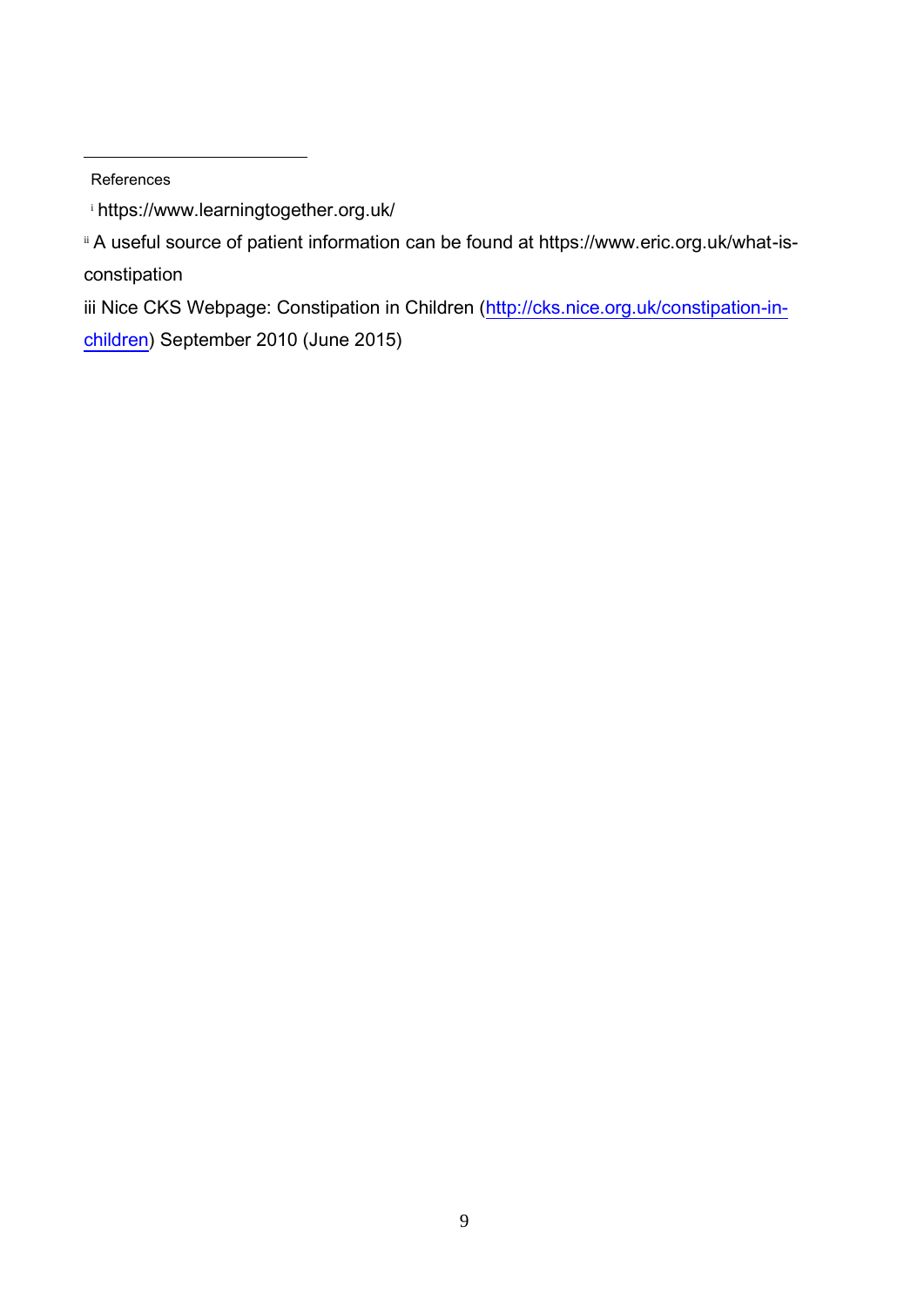References

[i] https://www.learningtogether.org.uk/

[ii] A useful source of patient information can be found at https://www.eric.org.uk/what-is-constipation

iii Nice CKS Webpage: Constipation in Children (http://cks.nice.org.uk/constipation-in-children) September 2010 (June 2015)